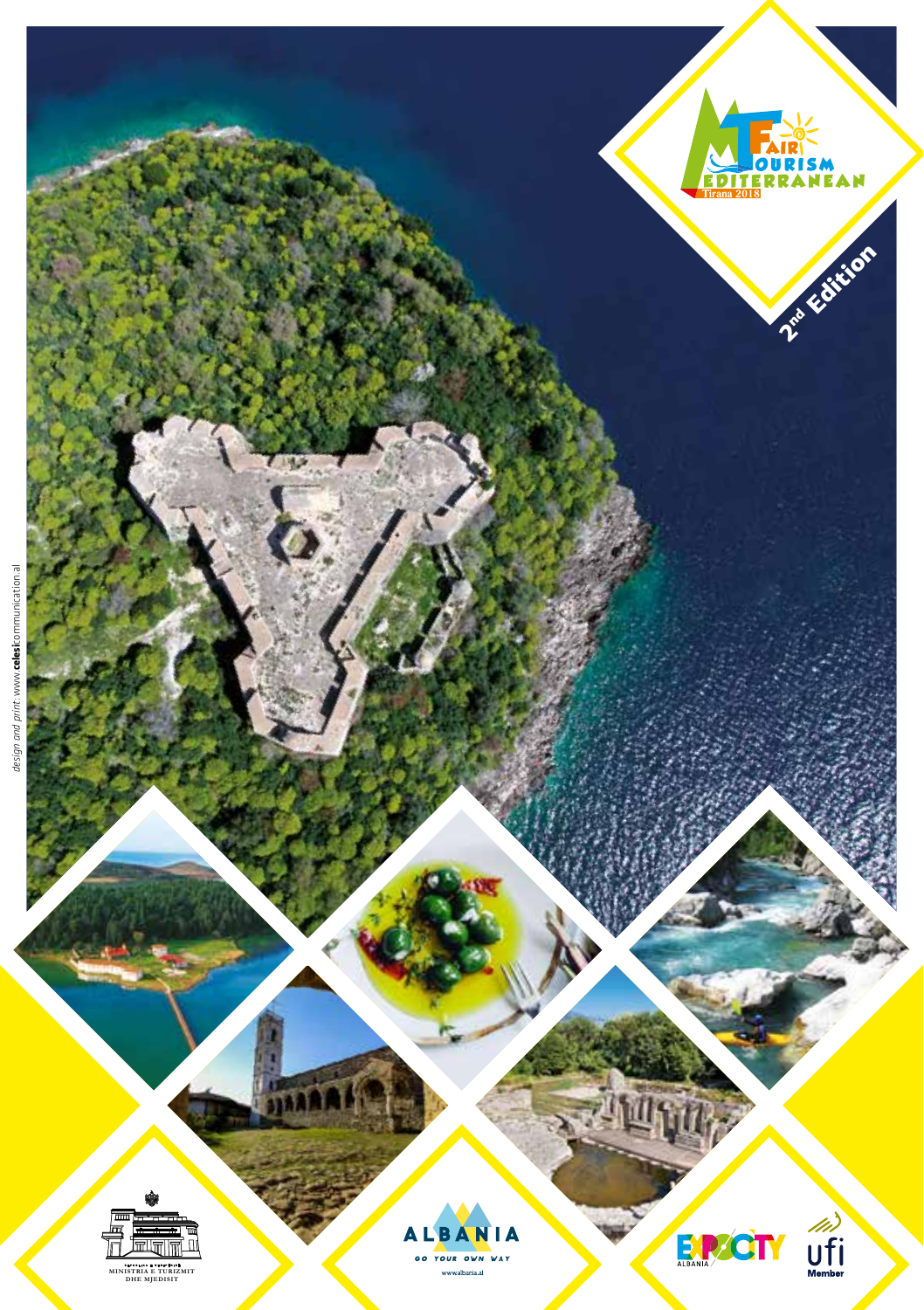# Mediterranean Tourism Fair

Tirana 2018

2[nd] Edition

*design and print:* www.**celesi**communication.al

MINISTRIA E TURIZMIT DHE MJEDISIT

ALBANIA

GO YOUR OWN WAY

www.albania.al

EXPOCITY ALBANIA

ufi Member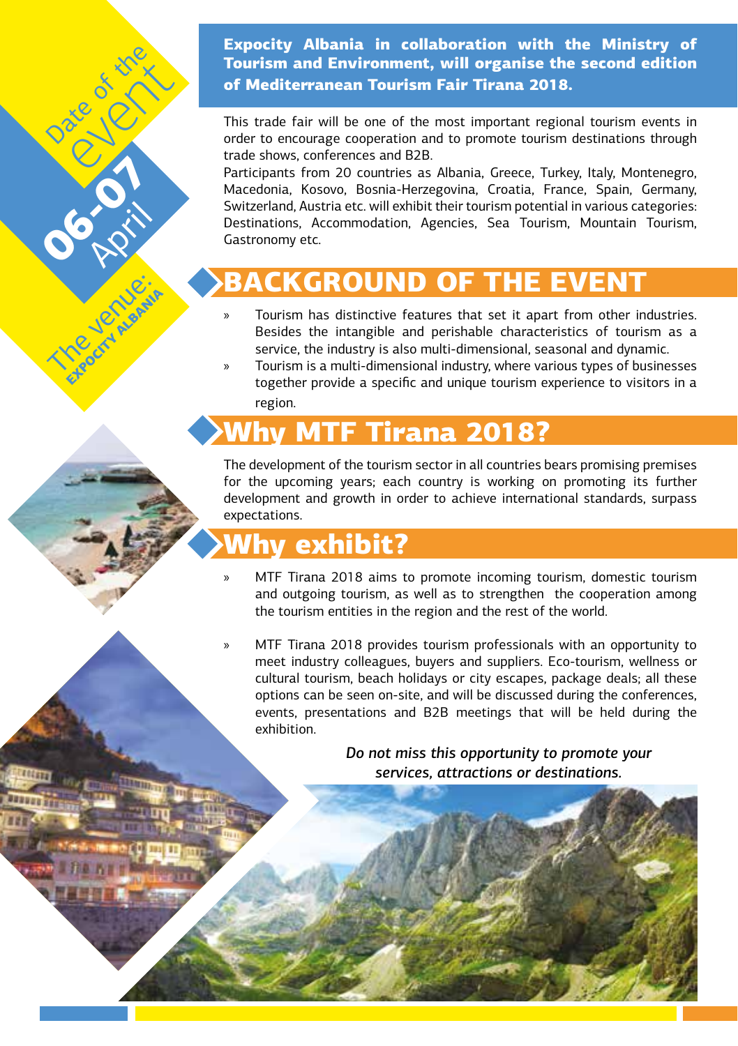Date of the event

**06-07** April

The venue: **EXPOCITY ALBANIA**

**Expocity Albania in collaboration with the Ministry of Tourism and Environment, will organise the second edition of Mediterranean Tourism Fair Tirana 2018.**

This trade fair will be one of the most important regional tourism events in order to encourage cooperation and to promote tourism destinations through trade shows, conferences and B2B.

Participants from 20 countries as Albania, Greece, Turkey, Italy, Montenegro, Macedonia, Kosovo, Bosnia-Herzegovina, Croatia, France, Spain, Germany, Switzerland, Austria etc. will exhibit their tourism potential in various categories: Destinations, Accommodation, Agencies, Sea Tourism, Mountain Tourism, Gastronomy etc.

## BACKGROUND OF THE EVENT

- Tourism has distinctive features that set it apart from other industries. Besides the intangible and perishable characteristics of tourism as a service, the industry is also multi-dimensional, seasonal and dynamic.
- Tourism is a multi-dimensional industry, where various types of businesses together provide a specific and unique tourism experience to visitors in a region.

## Why MTF Tirana 2018?

The development of the tourism sector in all countries bears promising premises for the upcoming years; each country is working on promoting its further development and growth in order to achieve international standards, surpass expectations.

## Why exhibit?

- MTF Tirana 2018 aims to promote incoming tourism, domestic tourism and outgoing tourism, as well as to strengthen the cooperation among the tourism entities in the region and the rest of the world.
- MTF Tirana 2018 provides tourism professionals with an opportunity to meet industry colleagues, buyers and suppliers. Eco-tourism, wellness or cultural tourism, beach holidays or city escapes, package deals; all these options can be seen on-site, and will be discussed during the conferences, events, presentations and B2B meetings that will be held during the exhibition.

*Do not miss this opportunity to promote your services, attractions or destinations.*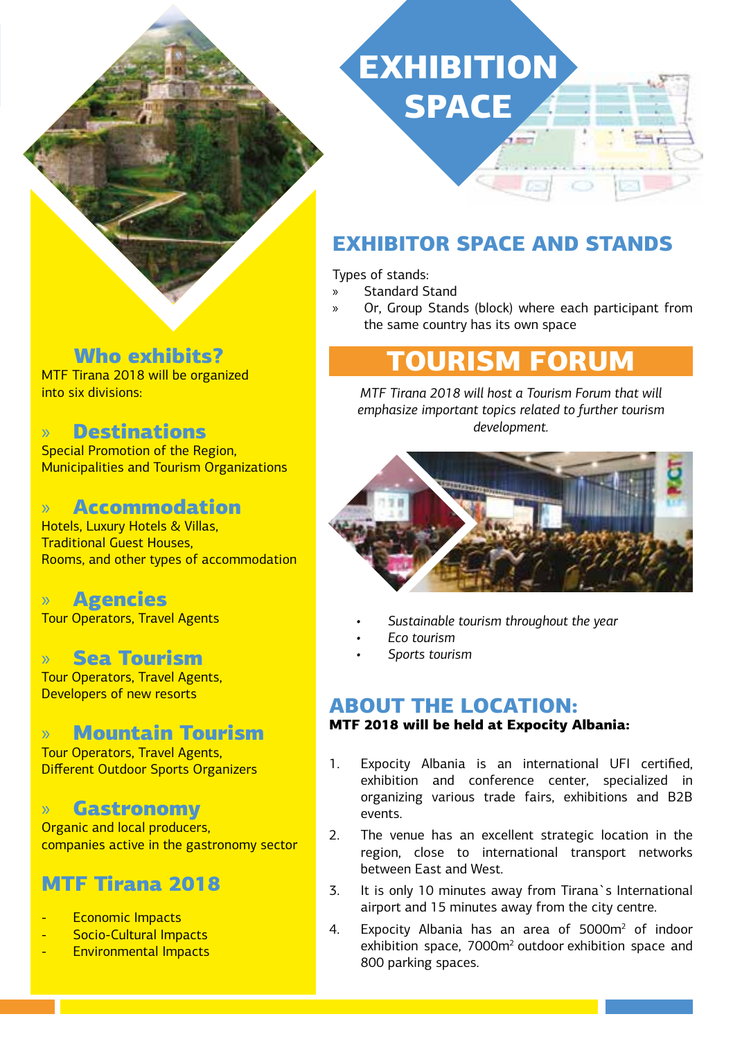# EXHIBITION SPACE

## Who exhibits?

MTF Tirana 2018 will be organized into six divisions:

### » Destinations

Special Promotion of the Region, Municipalities and Tourism Organizations

### » Accommodation

Hotels, Luxury Hotels & Villas, Traditional Guest Houses, Rooms, and other types of accommodation

### » Agencies

Tour Operators, Travel Agents

### » Sea Tourism

Tour Operators, Travel Agents, Developers of new resorts

### » Mountain Tourism

Tour Operators, Travel Agents, Different Outdoor Sports Organizers

### » Gastronomy

Organic and local producers, companies active in the gastronomy sector

## MTF Tirana 2018

- Economic Impacts
- Socio-Cultural Impacts
- Environmental Impacts

## EXHIBITOR SPACE AND STANDS

Types of stands:

» Standard Stand

» Or, Group Stands (block) where each participant from the same country has its own space

## TOURISM FORUM

*MTF Tirana 2018 will host a Tourism Forum that will emphasize important topics related to further tourism development.*

- *Sustainable tourism throughout the year*
- *Eco tourism*
- *Sports tourism*

## ABOUT THE LOCATION:

**MTF 2018 will be held at Expocity Albania:**

1. Expocity Albania is an international UFI certified, exhibition and conference center, specialized in organizing various trade fairs, exhibitions and B2B events.
2. The venue has an excellent strategic location in the region, close to international transport networks between East and West.
3. It is only 10 minutes away from Tirana`s International airport and 15 minutes away from the city centre.
4. Expocity Albania has an area of 5000m$^2$ of indoor exhibition space, 7000m$^2$ outdoor exhibition space and 800 parking spaces.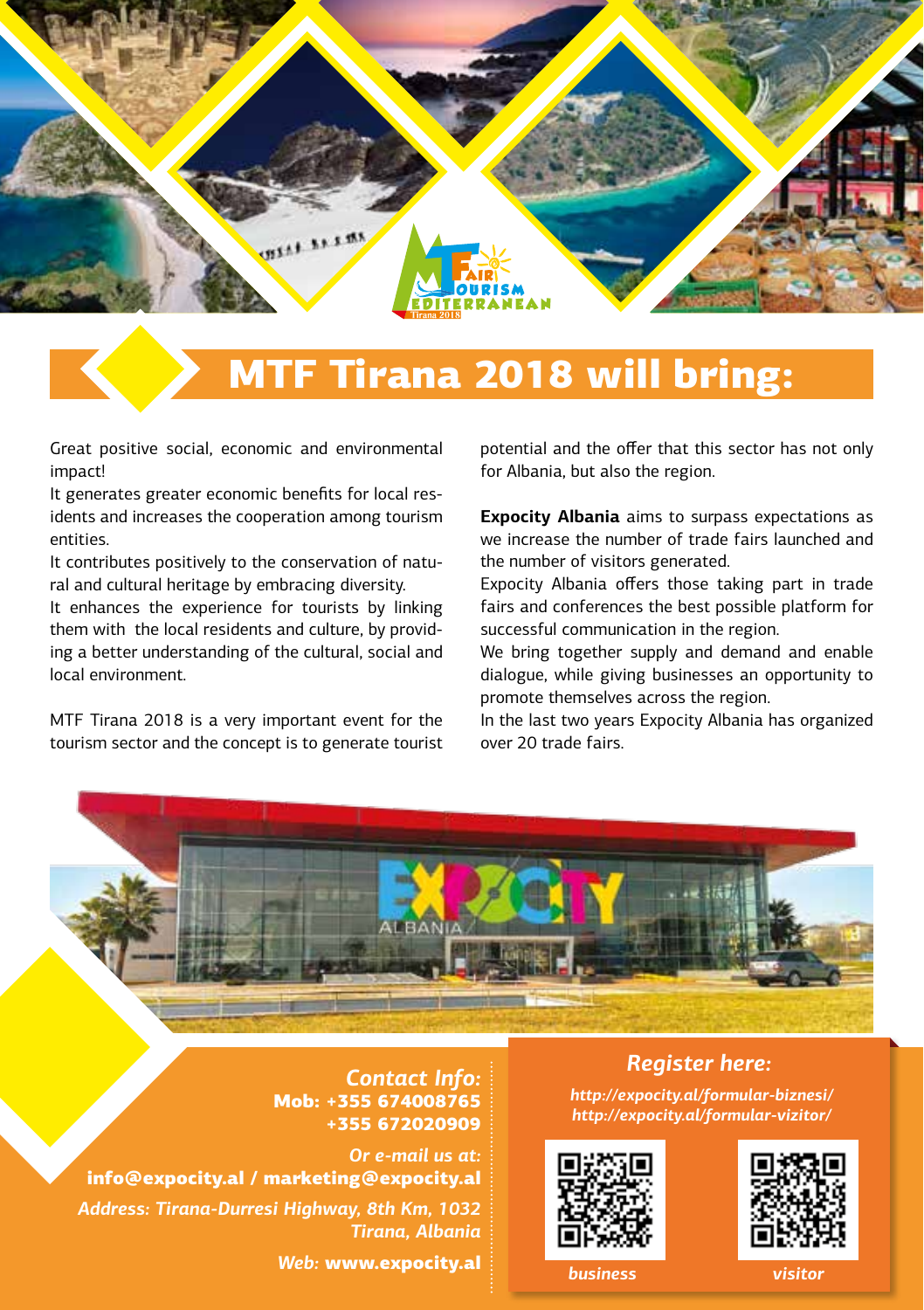# MTF Tirana 2018 will bring:

Great positive social, economic and environmental impact!

It generates greater economic benefits for local residents and increases the cooperation among tourism entities.

It contributes positively to the conservation of natural and cultural heritage by embracing diversity.

It enhances the experience for tourists by linking them with the local residents and culture, by providing a better understanding of the cultural, social and local environment.

MTF Tirana 2018 is a very important event for the tourism sector and the concept is to generate tourist potential and the offer that this sector has not only for Albania, but also the region.

**Expocity Albania** aims to surpass expectations as we increase the number of trade fairs launched and the number of visitors generated.

Expocity Albania offers those taking part in trade fairs and conferences the best possible platform for successful communication in the region.

We bring together supply and demand and enable dialogue, while giving businesses an opportunity to promote themselves across the region.

In the last two years Expocity Albania has organized over 20 trade fairs.

***Contact Info:***

**Mob: +355 674008765**
**+355 672020909**

*Or e-mail us at:*
**info@expocity.al / marketing@expocity.al**

*Address: Tirana-Durresi Highway, 8th Km, 1032 Tirana, Albania*

*Web:* **www.expocity.al**

***Register here:***

***http://expocity.al/formular-biznesi/***
***http://expocity.al/formular-vizitor/***

*business* *visitor*